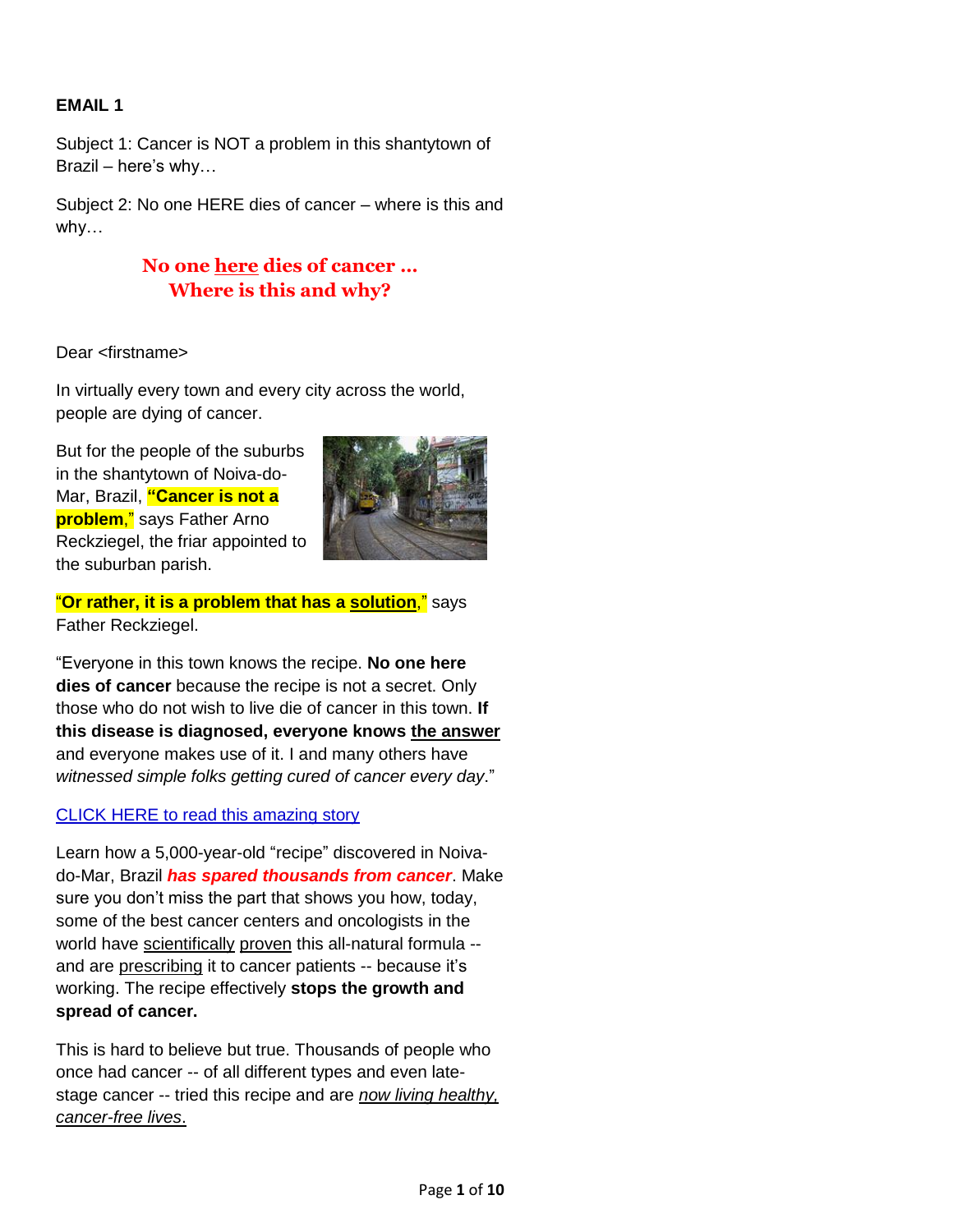**EMAIL 1**

Subject 1: Cancer is NOT a problem in this shantytown of Brazil – here's why…

Subject 2: No one HERE dies of cancer – where is this and why…

## No one here dies of cancer … Where is this and why?

Dear <firstname>

In virtually every town and every city across the world, people are dying of cancer.

But for the people of the suburbs in the shantytown of Noiva-do-Mar, Brazil, **"Cancer is not a problem,"** says Father Arno Reckziegel, the friar appointed to the suburban parish.

"**Or rather, it is a problem that has a solution**," says Father Reckziegel.

"Everyone in this town knows the recipe. **No one here dies of cancer** because the recipe is not a secret. Only those who do not wish to live die of cancer in this town. **If this disease is diagnosed, everyone knows the answer** and everyone makes use of it. I and many others have *witnessed simple folks getting cured of cancer every day*."

CLICK HERE to read this amazing story

Learn how a 5,000-year-old "recipe" discovered in Noiva-do-Mar, Brazil ***has spared thousands from cancer***. Make sure you don't miss the part that shows you how, today, some of the best cancer centers and oncologists in the world have scientifically proven this all-natural formula -- and are prescribing it to cancer patients -- because it's working. The recipe effectively **stops the growth and spread of cancer.**

This is hard to believe but true. Thousands of people who once had cancer -- of all different types and even late-stage cancer -- tried this recipe and are *now living healthy, cancer-free lives*.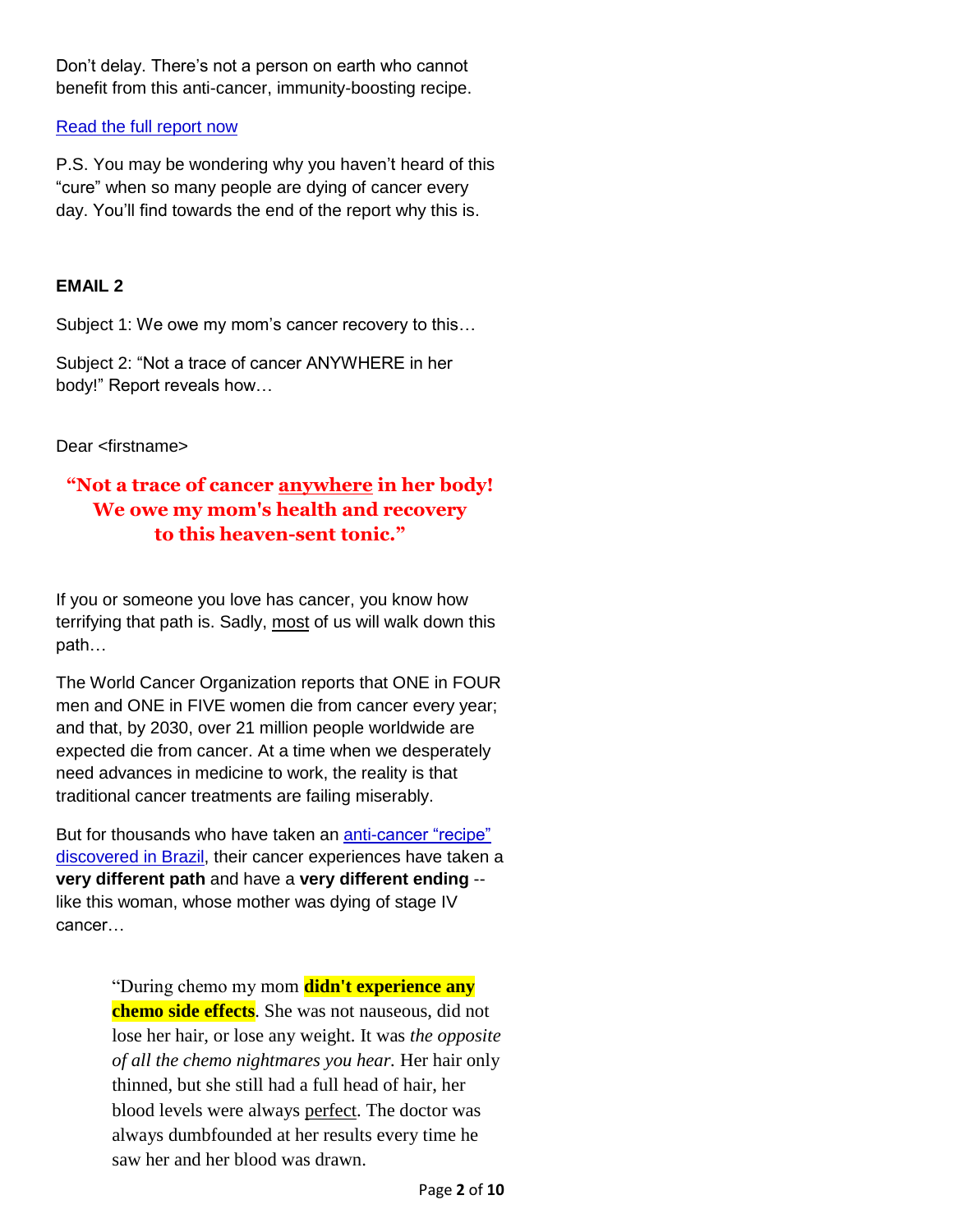Don't delay. There's not a person on earth who cannot benefit from this anti-cancer, immunity-boosting recipe.

[Read the full report now]

P.S. You may be wondering why you haven't heard of this "cure" when so many people are dying of cancer every day. You'll find towards the end of the report why this is.

**EMAIL 2**

Subject 1: We owe my mom's cancer recovery to this…

Subject 2: "Not a trace of cancer ANYWHERE in her body!" Report reveals how…

Dear <firstname>

**"Not a trace of cancer anywhere in her body! We owe my mom's health and recovery to this heaven-sent tonic."**

If you or someone you love has cancer, you know how terrifying that path is. Sadly, most of us will walk down this path…

The World Cancer Organization reports that ONE in FOUR men and ONE in FIVE women die from cancer every year; and that, by 2030, over 21 million people worldwide are expected die from cancer. At a time when we desperately need advances in medicine to work, the reality is that traditional cancer treatments are failing miserably.

But for thousands who have taken an [anti-cancer "recipe" discovered in Brazil], their cancer experiences have taken a **very different path** and have a **very different ending** -- like this woman, whose mother was dying of stage IV cancer…

> "During chemo my mom **didn't experience any chemo side effects**. She was not nauseous, did not lose her hair, or lose any weight. It was *the opposite of all the chemo nightmares you hear.* Her hair only thinned, but she still had a full head of hair, her blood levels were always perfect. The doctor was always dumbfounded at her results every time he saw her and her blood was drawn.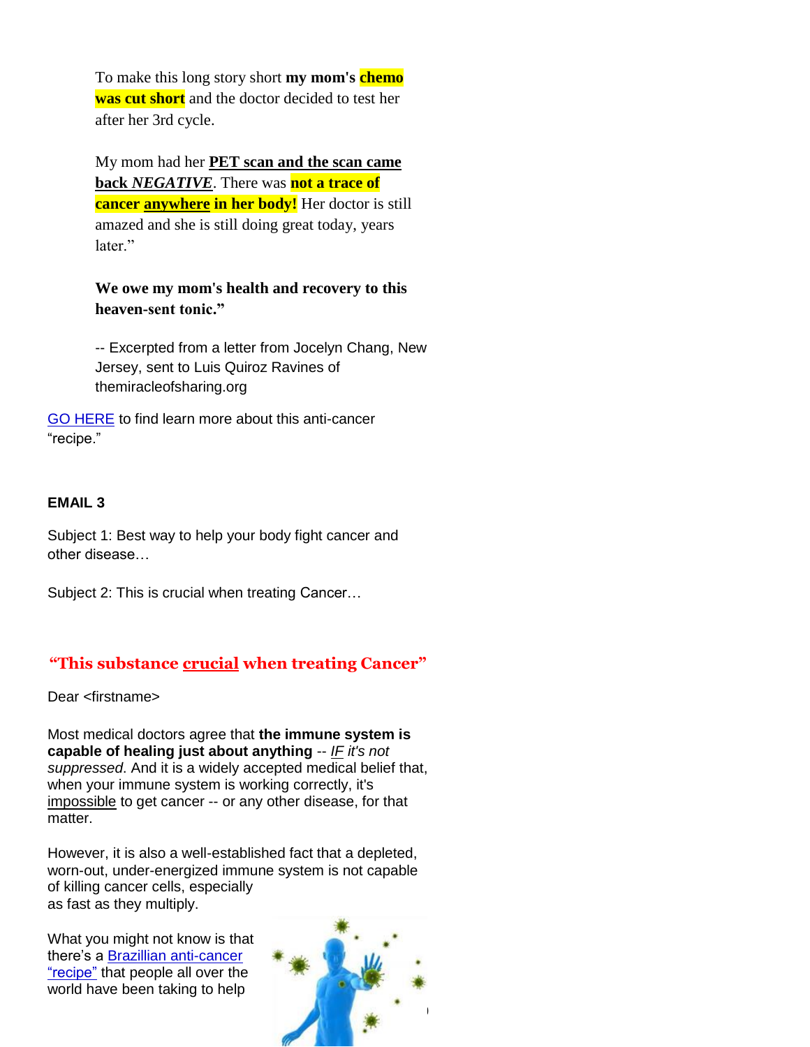To make this long story short **my mom's chemo was cut short** and the doctor decided to test her after her 3rd cycle.

My mom had her **PET scan and the scan came back *NEGATIVE***. There was **not a trace of cancer anywhere in her body!** Her doctor is still amazed and she is still doing great today, years later."

**We owe my mom's health and recovery to this heaven-sent tonic."**

-- Excerpted from a letter from Jocelyn Chang, New Jersey, sent to Luis Quiroz Ravines of themiracleofsharing.org

GO HERE to find learn more about this anti-cancer "recipe."

**EMAIL 3**

Subject 1: Best way to help your body fight cancer and other disease…

Subject 2: This is crucial when treating Cancer…

## "This substance crucial when treating Cancer"

Dear <firstname>

Most medical doctors agree that **the immune system is capable of healing just about anything** -- *IF it's not suppressed*. And it is a widely accepted medical belief that, when your immune system is working correctly, it's impossible to get cancer -- or any other disease, for that matter.

However, it is also a well-established fact that a depleted, worn-out, under-energized immune system is not capable of killing cancer cells, especially as fast as they multiply.

What you might not know is that there's a Brazillian anti-cancer "recipe" that people all over the world have been taking to help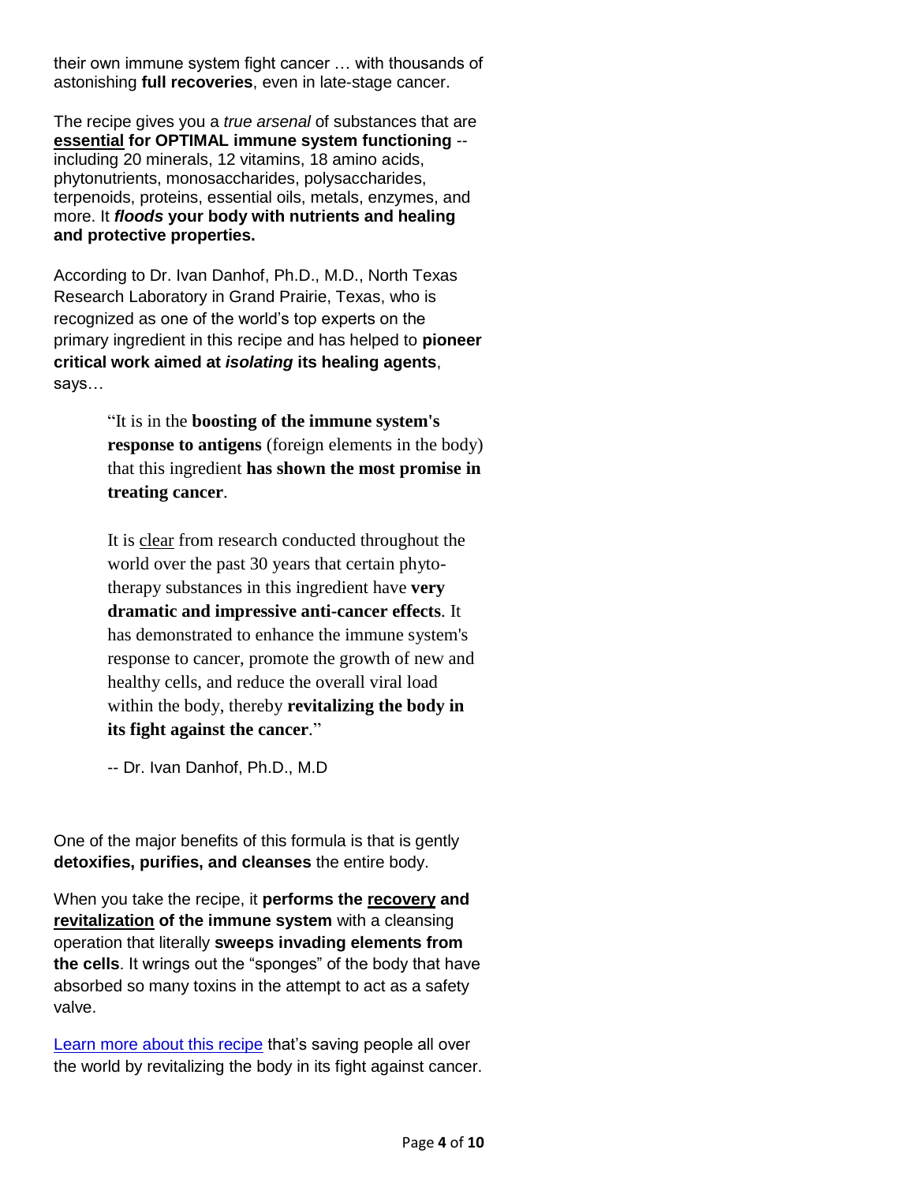their own immune system fight cancer … with thousands of astonishing **full recoveries**, even in late-stage cancer.

The recipe gives you a *true arsenal* of substances that are **<u>essential</u> for OPTIMAL immune system functioning** -- including 20 minerals, 12 vitamins, 18 amino acids, phytonutrients, monosaccharides, polysaccharides, terpenoids, proteins, essential oils, metals, enzymes, and more. It ***floods* your body with nutrients and healing and protective properties.**

According to Dr. Ivan Danhof, Ph.D., M.D., North Texas Research Laboratory in Grand Prairie, Texas, who is recognized as one of the world's top experts on the primary ingredient in this recipe and has helped to **pioneer critical work aimed at *isolating* its healing agents**, says…

> "It is in the **boosting of the immune system's response to antigens** (foreign elements in the body) that this ingredient **has shown the most promise in treating cancer**.
>
> It is <u>clear</u> from research conducted throughout the world over the past 30 years that certain phyto-therapy substances in this ingredient have **very dramatic and impressive anti-cancer effects**. It has demonstrated to enhance the immune system's response to cancer, promote the growth of new and healthy cells, and reduce the overall viral load within the body, thereby **revitalizing the body in its fight against the cancer**."
>
> -- Dr. Ivan Danhof, Ph.D., M.D

One of the major benefits of this formula is that is gently **detoxifies, purifies, and cleanses** the entire body.

When you take the recipe, it **performs the <u>recovery</u> and <u>revitalization</u> of the immune system** with a cleansing operation that literally **sweeps invading elements from the cells**. It wrings out the "sponges" of the body that have absorbed so many toxins in the attempt to act as a safety valve.

Learn more about this recipe that's saving people all over the world by revitalizing the body in its fight against cancer.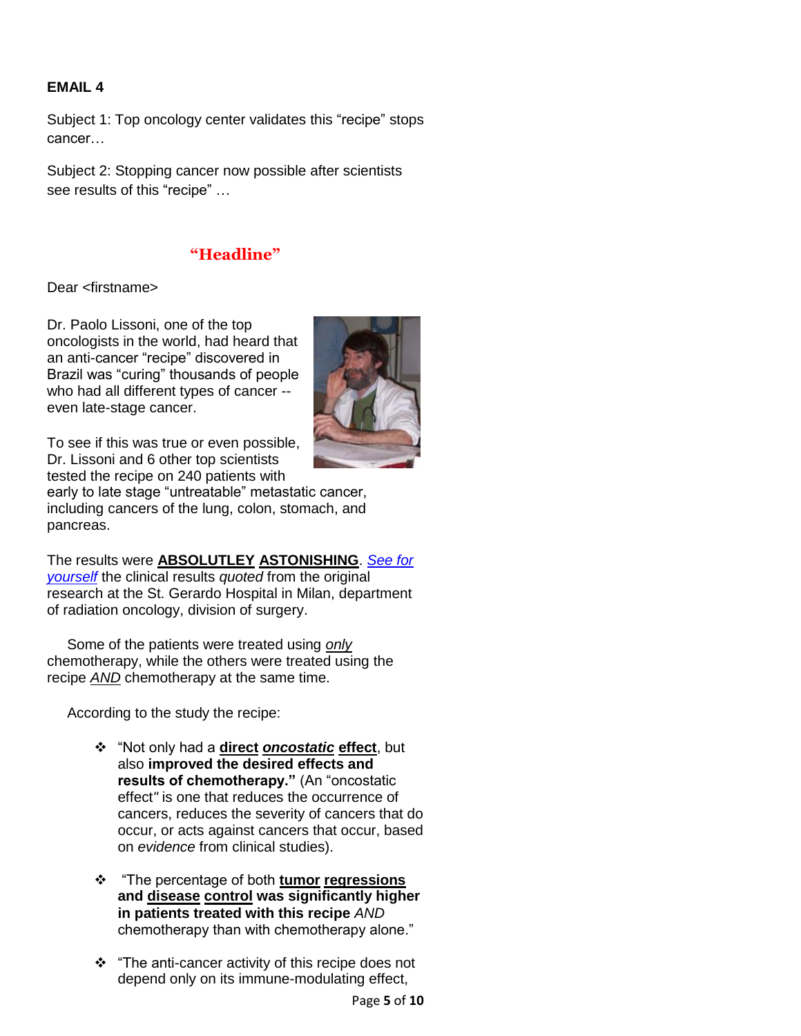**EMAIL 4**

Subject 1: Top oncology center validates this "recipe" stops cancer…

Subject 2: Stopping cancer now possible after scientists see results of this "recipe" …

## "Headline"

Dear <firstname>

Dr. Paolo Lissoni, one of the top oncologists in the world, had heard that an anti-cancer "recipe" discovered in Brazil was "curing" thousands of people who had all different types of cancer -- even late-stage cancer.

To see if this was true or even possible, Dr. Lissoni and 6 other top scientists tested the recipe on 240 patients with early to late stage "untreatable" metastatic cancer, including cancers of the lung, colon, stomach, and pancreas.

The results were **ABSOLUTLEY ASTONISHING**. *See for yourself* the clinical results *quoted* from the original research at the St. Gerardo Hospital in Milan, department of radiation oncology, division of surgery.

Some of the patients were treated using *only* chemotherapy, while the others were treated using the recipe *AND* chemotherapy at the same time.

According to the study the recipe:

- "Not only had a **direct** ***oncostatic*** **effect**, but also **improved the desired effects and results of chemotherapy."** (An "oncostatic effect" is one that reduces the occurrence of cancers, reduces the severity of cancers that do occur, or acts against cancers that occur, based on *evidence* from clinical studies).

- "The percentage of both **tumor regressions and disease control was significantly higher in patients treated with this recipe** *AND* chemotherapy than with chemotherapy alone."

- "The anti-cancer activity of this recipe does not depend only on its immune-modulating effect,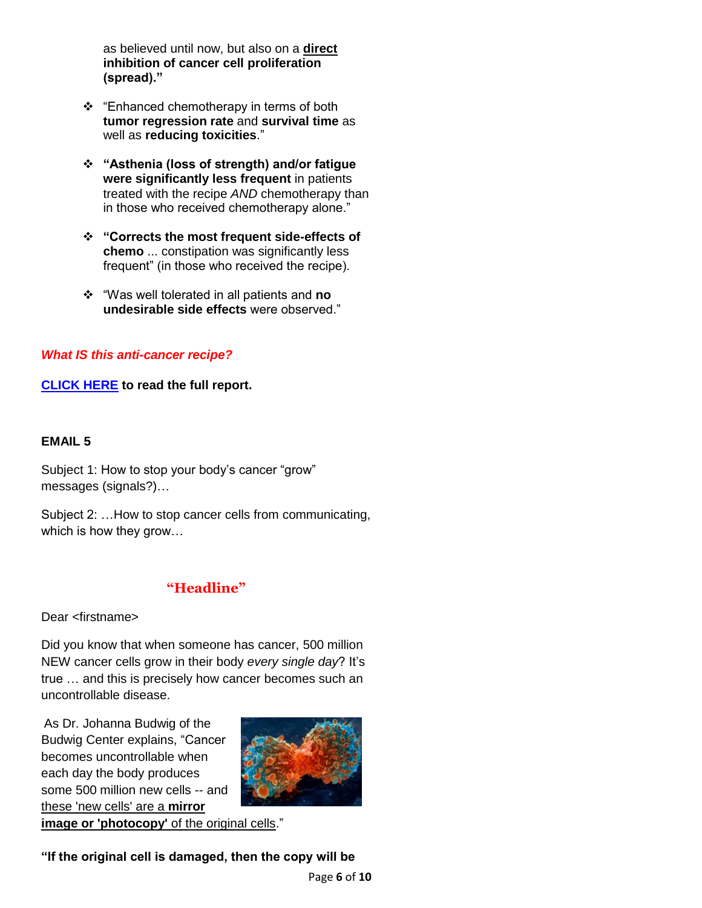as believed until now, but also on a **direct inhibition of cancer cell proliferation (spread).”**

- “Enhanced chemotherapy in terms of both **tumor regression rate** and **survival time** as well as **reducing toxicities**.”
- **“Asthenia (loss of strength) and/or fatigue were significantly less frequent** in patients treated with the recipe *AND* chemotherapy than in those who received chemotherapy alone.”
- **“Corrects the most frequent side-effects of chemo** ... constipation was significantly less frequent” (in those who received the recipe).
- “Was well tolerated in all patients and **no undesirable side effects** were observed.”

***What IS this anti-cancer recipe?***

**CLICK HERE to read the full report.**

**EMAIL 5**

Subject 1: How to stop your body’s cancer “grow” messages (signals?)…

Subject 2: …How to stop cancer cells from communicating, which is how they grow…

## “Headline”

Dear <firstname>

Did you know that when someone has cancer, 500 million NEW cancer cells grow in their body *every single day*? It’s true … and this is precisely how cancer becomes such an uncontrollable disease.

As Dr. Johanna Budwig of the Budwig Center explains, “Cancer becomes uncontrollable when each day the body produces some 500 million new cells -- and these 'new cells' are a **mirror image or 'photocopy'** of the original cells.”

**“If the original cell is damaged, then the copy will be**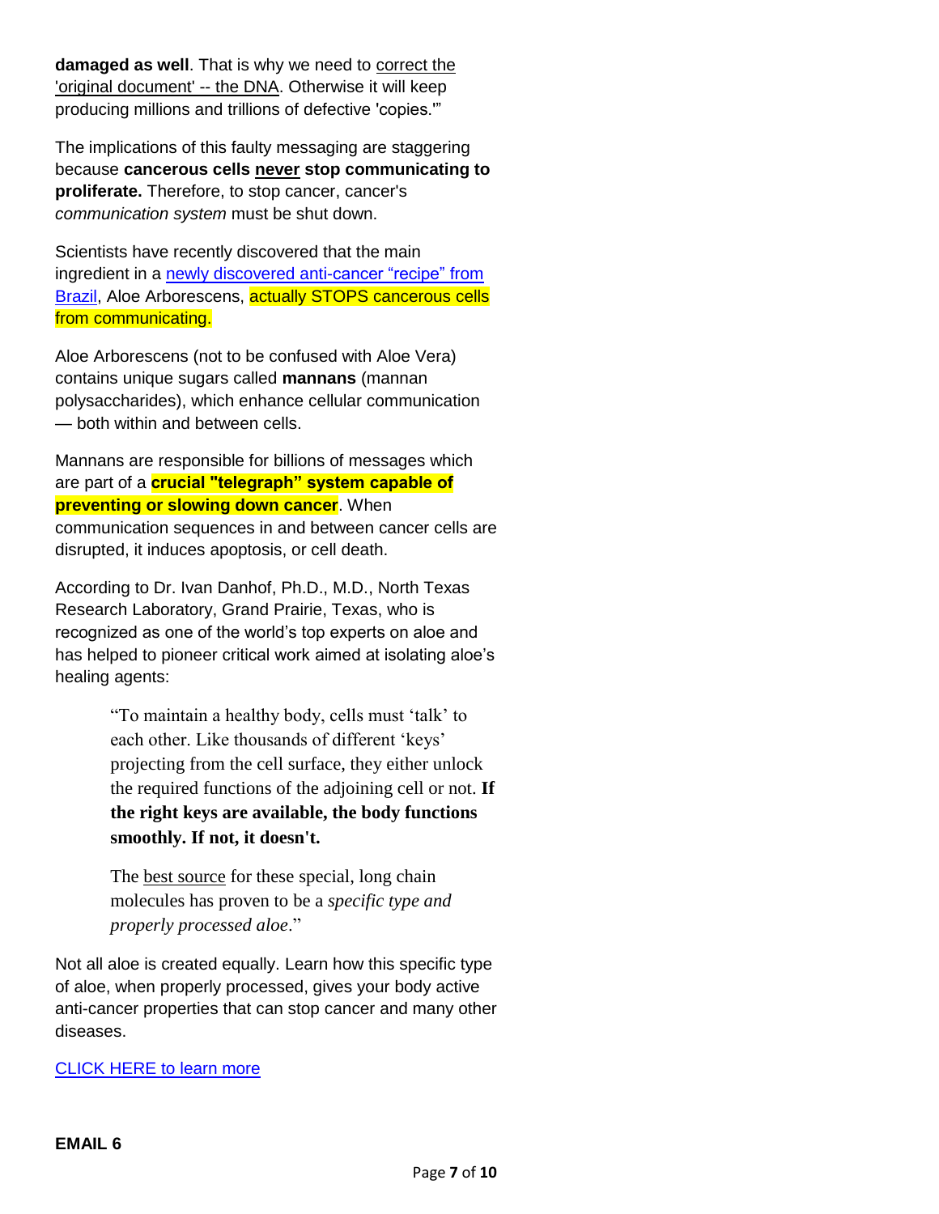**damaged as well**. That is why we need to correct the 'original document' -- the DNA. Otherwise it will keep producing millions and trillions of defective 'copies.'"

The implications of this faulty messaging are staggering because **cancerous cells never stop communicating to proliferate.** Therefore, to stop cancer, cancer's *communication system* must be shut down.

Scientists have recently discovered that the main ingredient in a newly discovered anti-cancer "recipe" from Brazil, Aloe Arborescens, actually STOPS cancerous cells from communicating.

Aloe Arborescens (not to be confused with Aloe Vera) contains unique sugars called **mannans** (mannan polysaccharides), which enhance cellular communication — both within and between cells.

Mannans are responsible for billions of messages which are part of a **crucial "telegraph" system capable of preventing or slowing down cancer**. When communication sequences in and between cancer cells are disrupted, it induces apoptosis, or cell death.

According to Dr. Ivan Danhof, Ph.D., M.D., North Texas Research Laboratory, Grand Prairie, Texas, who is recognized as one of the world's top experts on aloe and has helped to pioneer critical work aimed at isolating aloe's healing agents:

> "To maintain a healthy body, cells must 'talk' to each other. Like thousands of different 'keys' projecting from the cell surface, they either unlock the required functions of the adjoining cell or not. **If the right keys are available, the body functions smoothly. If not, it doesn't.**
>
> The best source for these special, long chain molecules has proven to be a *specific type and properly processed aloe*."

Not all aloe is created equally. Learn how this specific type of aloe, when properly processed, gives your body active anti-cancer properties that can stop cancer and many other diseases.

CLICK HERE to learn more

**EMAIL 6**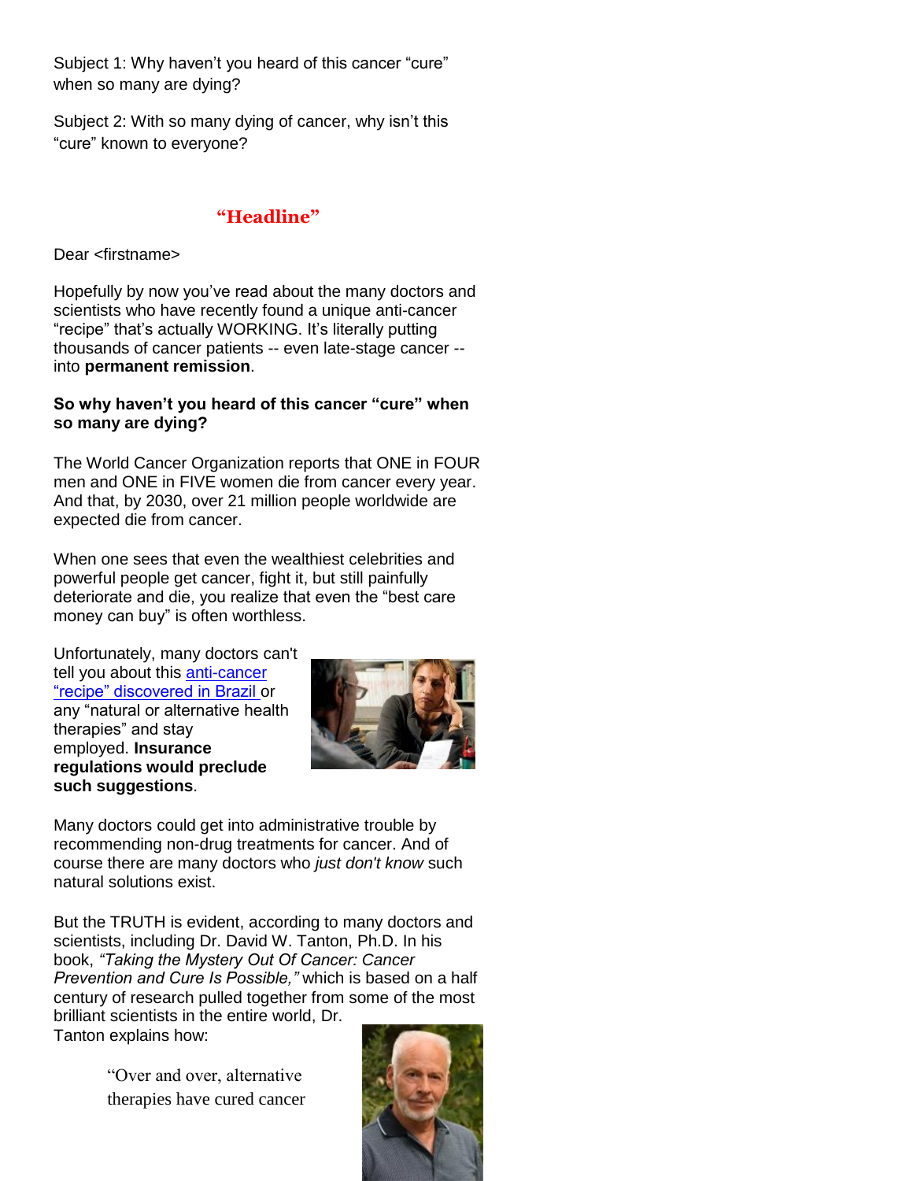Subject 1: Why haven't you heard of this cancer "cure" when so many are dying?

Subject 2: With so many dying of cancer, why isn't this "cure" known to everyone?

## "Headline"

Dear <firstname>

Hopefully by now you've read about the many doctors and scientists who have recently found a unique anti-cancer "recipe" that's actually WORKING. It's literally putting thousands of cancer patients -- even late-stage cancer -- into **permanent remission**.

**So why haven't you heard of this cancer "cure" when so many are dying?**

The World Cancer Organization reports that ONE in FOUR men and ONE in FIVE women die from cancer every year. And that, by 2030, over 21 million people worldwide are expected die from cancer.

When one sees that even the wealthiest celebrities and powerful people get cancer, fight it, but still painfully deteriorate and die, you realize that even the "best care money can buy" is often worthless.

Unfortunately, many doctors can't tell you about this anti-cancer "recipe" discovered in Brazil or any "natural or alternative health therapies" and stay employed. **Insurance regulations would preclude such suggestions**.

Many doctors could get into administrative trouble by recommending non-drug treatments for cancer. And of course there are many doctors who *just don't know* such natural solutions exist.

But the TRUTH is evident, according to many doctors and scientists, including Dr. David W. Tanton, Ph.D. In his book, *"Taking the Mystery Out Of Cancer: Cancer Prevention and Cure Is Possible,"* which is based on a half century of research pulled together from some of the most brilliant scientists in the entire world, Dr. Tanton explains how:

> "Over and over, alternative therapies have cured cancer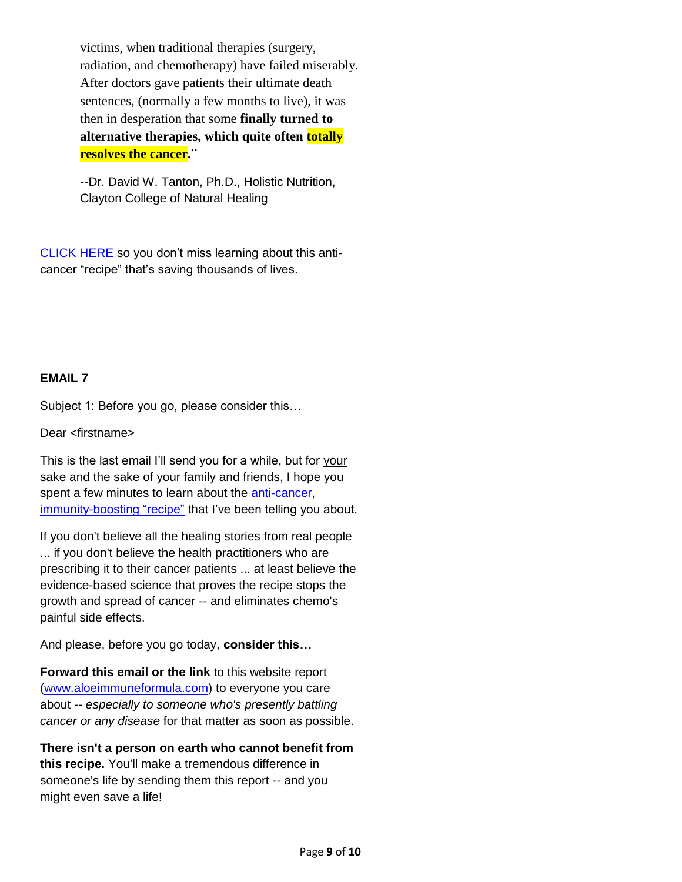victims, when traditional therapies (surgery, radiation, and chemotherapy) have failed miserably. After doctors gave patients their ultimate death sentences, (normally a few months to live), it was then in desperation that some **finally turned to alternative therapies, which quite often totally resolves the cancer.**"

--Dr. David W. Tanton, Ph.D., Holistic Nutrition, Clayton College of Natural Healing

CLICK HERE so you don't miss learning about this anti-cancer "recipe" that's saving thousands of lives.

**EMAIL 7**

Subject 1: Before you go, please consider this…

Dear <firstname>

This is the last email I'll send you for a while, but for your sake and the sake of your family and friends, I hope you spent a few minutes to learn about the anti-cancer, immunity-boosting "recipe" that I've been telling you about.

If you don't believe all the healing stories from real people ... if you don't believe the health practitioners who are prescribing it to their cancer patients ... at least believe the evidence-based science that proves the recipe stops the growth and spread of cancer -- and eliminates chemo's painful side effects.

And please, before you go today, **consider this…**

**Forward this email or the link** to this website report (www.aloeimmuneformula.com) to everyone you care about -- *especially to someone who's presently battling cancer or any disease* for that matter as soon as possible.

**There isn't a person on earth who cannot benefit from this recipe.** You'll make a tremendous difference in someone's life by sending them this report -- and you might even save a life!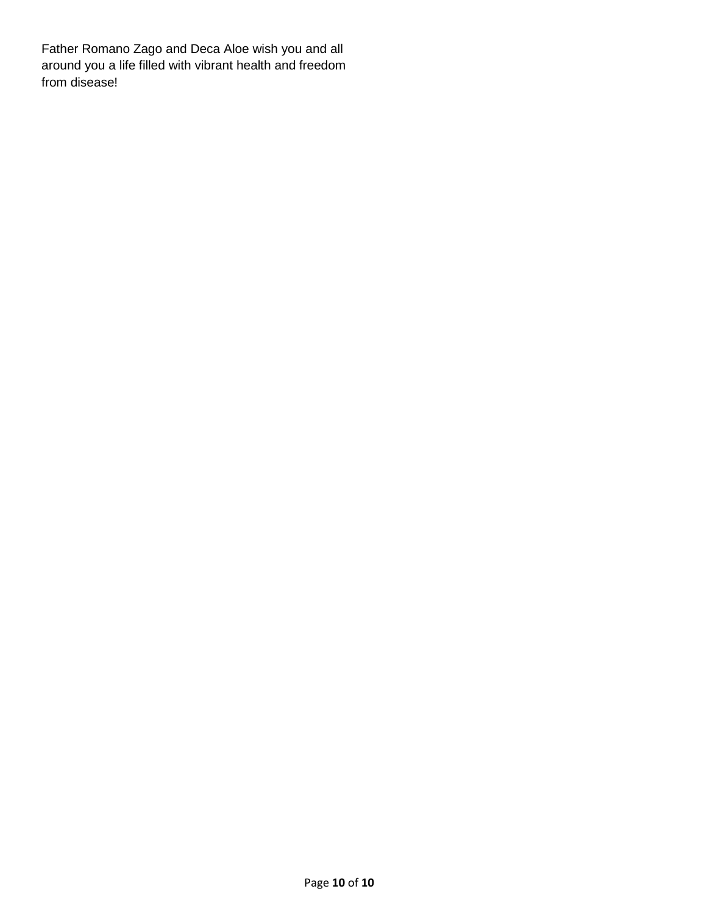Father Romano Zago and Deca Aloe wish you and all around you a life filled with vibrant health and freedom from disease!